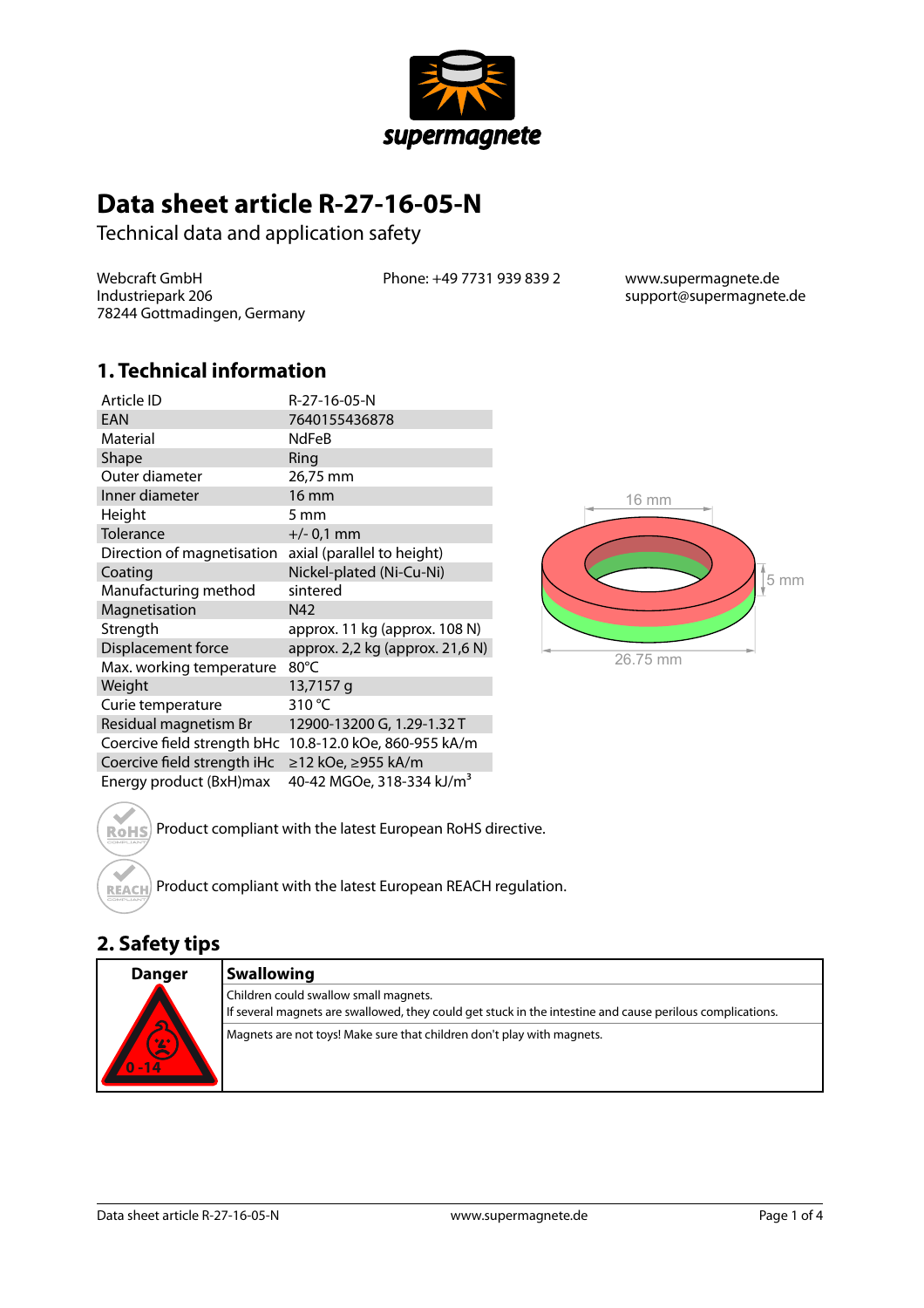# Data sheet article R-27-16-05-N

Technical data and application safety

Webcraft GmbH
Industriepark 206
78244 Gottmadingen, Germany

Phone: +49 7731 939 839 2

www.supermagnete.de
support@supermagnete.de

## 1. Technical information

| | |
|---|---|
| Article ID | R-27-16-05-N |
| EAN | 7640155436878 |
| Material | NdFeB |
| Shape | Ring |
| Outer diameter | 26,75 mm |
| Inner diameter | 16 mm |
| Height | 5 mm |
| Tolerance | +/- 0,1 mm |
| Direction of magnetisation | axial (parallel to height) |
| Coating | Nickel-plated (Ni-Cu-Ni) |
| Manufacturing method | sintered |
| Magnetisation | N42 |
| Strength | approx. 11 kg (approx. 108 N) |
| Displacement force | approx. 2,2 kg (approx. 21,6 N) |
| Max. working temperature | 80°C |
| Weight | 13,7157 g |
| Curie temperature | 310 °C |
| Residual magnetism Br | 12900-13200 G, 1.29-1.32 T |
| Coercive field strength bHc | 10.8-12.0 kOe, 860-955 kA/m |
| Coercive field strength iHc | ≥12 kOe, ≥955 kA/m |
| Energy product (BxH)max | 40-42 MGOe, 318-334 kJ/$m^3$ |

16 mm
5 mm
26.75 mm

Product compliant with the latest European RoHS directive.

Product compliant with the latest European REACH regulation.

## 2. Safety tips

| Danger | Swallowing |
|---|---|
| 0 -14 | Children could swallow small magnets.<br>If several magnets are swallowed, they could get stuck in the intestine and cause perilous complications. |
| | Magnets are not toys! Make sure that children don't play with magnets. |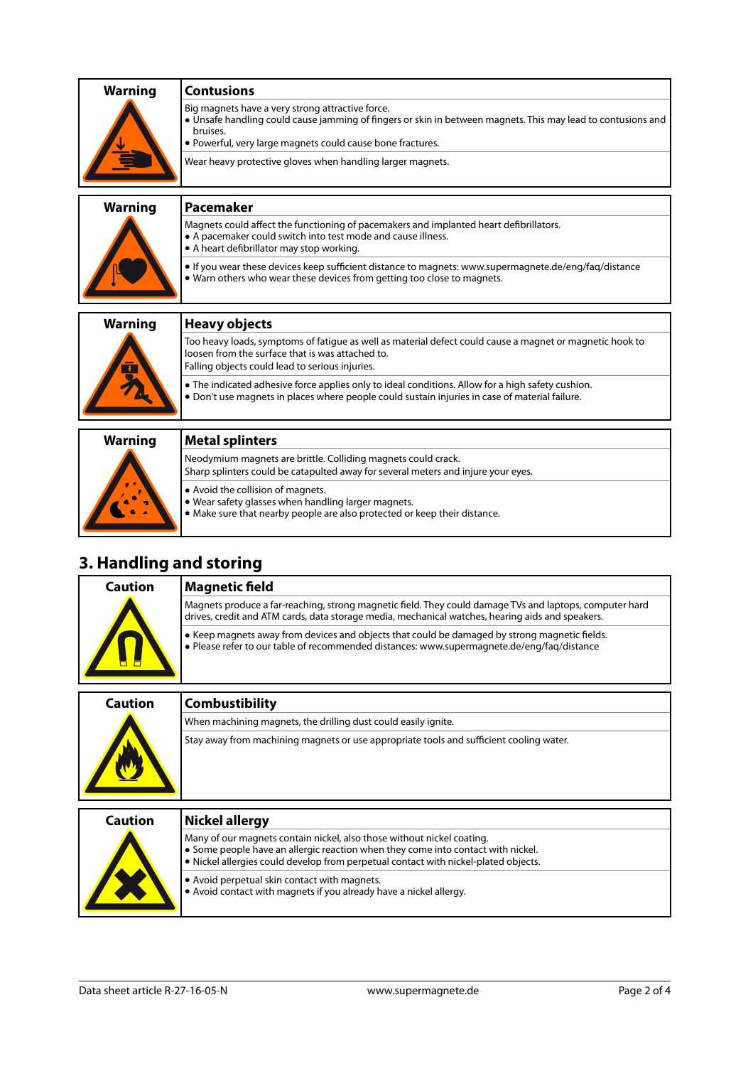| Warning | Contusions |
|---|---|
| | Big magnets have a very strong attractive force.<br>• Unsafe handling could cause jamming of fingers or skin in between magnets. This may lead to contusions and bruises.<br>• Powerful, very large magnets could cause bone fractures. |
| | Wear heavy protective gloves when handling larger magnets. |

| Warning | Pacemaker |
|---|---|
| | Magnets could affect the functioning of pacemakers and implanted heart defibrillators.<br>• A pacemaker could switch into test mode and cause illness.<br>• A heart defibrillator may stop working. |
| | • If you wear these devices keep sufficient distance to magnets: www.supermagnete.de/eng/faq/distance<br>• Warn others who wear these devices from getting too close to magnets. |

| Warning | Heavy objects |
|---|---|
| | Too heavy loads, symptoms of fatigue as well as material defect could cause a magnet or magnetic hook to loosen from the surface that is was attached to.<br>Falling objects could lead to serious injuries. |
| | • The indicated adhesive force applies only to ideal conditions. Allow for a high safety cushion.<br>• Don't use magnets in places where people could sustain injuries in case of material failure. |

| Warning | Metal splinters |
|---|---|
| | Neodymium magnets are brittle. Colliding magnets could crack.<br>Sharp splinters could be catapulted away for several meters and injure your eyes. |
| | • Avoid the collision of magnets.<br>• Wear safety glasses when handling larger magnets.<br>• Make sure that nearby people are also protected or keep their distance. |

## 3. Handling and storing

| Caution | Magnetic field |
|---|---|
| | Magnets produce a far-reaching, strong magnetic field. They could damage TVs and laptops, computer hard drives, credit and ATM cards, data storage media, mechanical watches, hearing aids and speakers. |
| | • Keep magnets away from devices and objects that could be damaged by strong magnetic fields.<br>• Please refer to our table of recommended distances: www.supermagnete.de/eng/faq/distance |

| Caution | Combustibility |
|---|---|
| | When machining magnets, the drilling dust could easily ignite. |
| | Stay away from machining magnets or use appropriate tools and sufficient cooling water. |

| Caution | Nickel allergy |
|---|---|
| | Many of our magnets contain nickel, also those without nickel coating.<br>• Some people have an allergic reaction when they come into contact with nickel.<br>• Nickel allergies could develop from perpetual contact with nickel-plated objects. |
| | • Avoid perpetual skin contact with magnets.<br>• Avoid contact with magnets if you already have a nickel allergy. |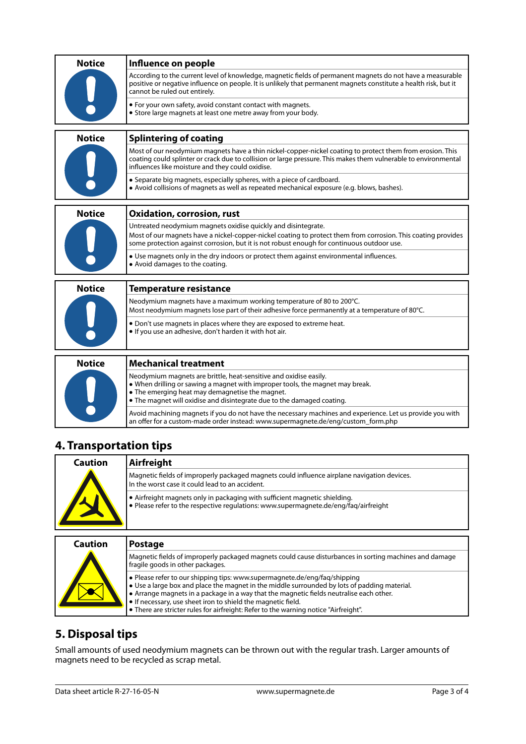| Notice | Influence on people |
| --- | --- |
| | According to the current level of knowledge, magnetic fields of permanent magnets do not have a measurable positive or negative influence on people. It is unlikely that permanent magnets constitute a health risk, but it cannot be ruled out entirely. |
| | • For your own safety, avoid constant contact with magnets.<br>• Store large magnets at least one metre away from your body. |

| Notice | Splintering of coating |
| --- | --- |
| | Most of our neodymium magnets have a thin nickel-copper-nickel coating to protect them from erosion. This coating could splinter or crack due to collision or large pressure. This makes them vulnerable to environmental influences like moisture and they could oxidise. |
| | • Separate big magnets, especially spheres, with a piece of cardboard.<br>• Avoid collisions of magnets as well as repeated mechanical exposure (e.g. blows, bashes). |

| Notice | Oxidation, corrosion, rust |
| --- | --- |
| | Untreated neodymium magnets oxidise quickly and disintegrate.<br>Most of our magnets have a nickel-copper-nickel coating to protect them from corrosion. This coating provides some protection against corrosion, but it is not robust enough for continuous outdoor use. |
| | • Use magnets only in the dry indoors or protect them against environmental influences.<br>• Avoid damages to the coating. |

| Notice | Temperature resistance |
| --- | --- |
| | Neodymium magnets have a maximum working temperature of 80 to 200°C.<br>Most neodymium magnets lose part of their adhesive force permanently at a temperature of 80°C. |
| | • Don't use magnets in places where they are exposed to extreme heat.<br>• If you use an adhesive, don't harden it with hot air. |

| Notice | Mechanical treatment |
| --- | --- |
| | Neodymium magnets are brittle, heat-sensitive and oxidise easily.<br>• When drilling or sawing a magnet with improper tools, the magnet may break.<br>• The emerging heat may demagnetise the magnet.<br>• The magnet will oxidise and disintegrate due to the damaged coating. |
| | Avoid machining magnets if you do not have the necessary machines and experience. Let us provide you with an offer for a custom-made order instead: www.supermagnete.de/eng/custom_form.php |

## 4. Transportation tips

| Caution | Airfreight |
| --- | --- |
| | Magnetic fields of improperly packaged magnets could influence airplane navigation devices.<br>In the worst case it could lead to an accident. |
| | • Airfreight magnets only in packaging with sufficient magnetic shielding.<br>• Please refer to the respective regulations: www.supermagnete.de/eng/faq/airfreight |

| Caution | Postage |
| --- | --- |
| | Magnetic fields of improperly packaged magnets could cause disturbances in sorting machines and damage fragile goods in other packages. |
| | • Please refer to our shipping tips: www.supermagnete.de/eng/faq/shipping<br>• Use a large box and place the magnet in the middle surrounded by lots of padding material.<br>• Arrange magnets in a package in a way that the magnetic fields neutralise each other.<br>• If necessary, use sheet iron to shield the magnetic field.<br>• There are stricter rules for airfreight: Refer to the warning notice "Airfreight". |

## 5. Disposal tips

Small amounts of used neodymium magnets can be thrown out with the regular trash. Larger amounts of magnets need to be recycled as scrap metal.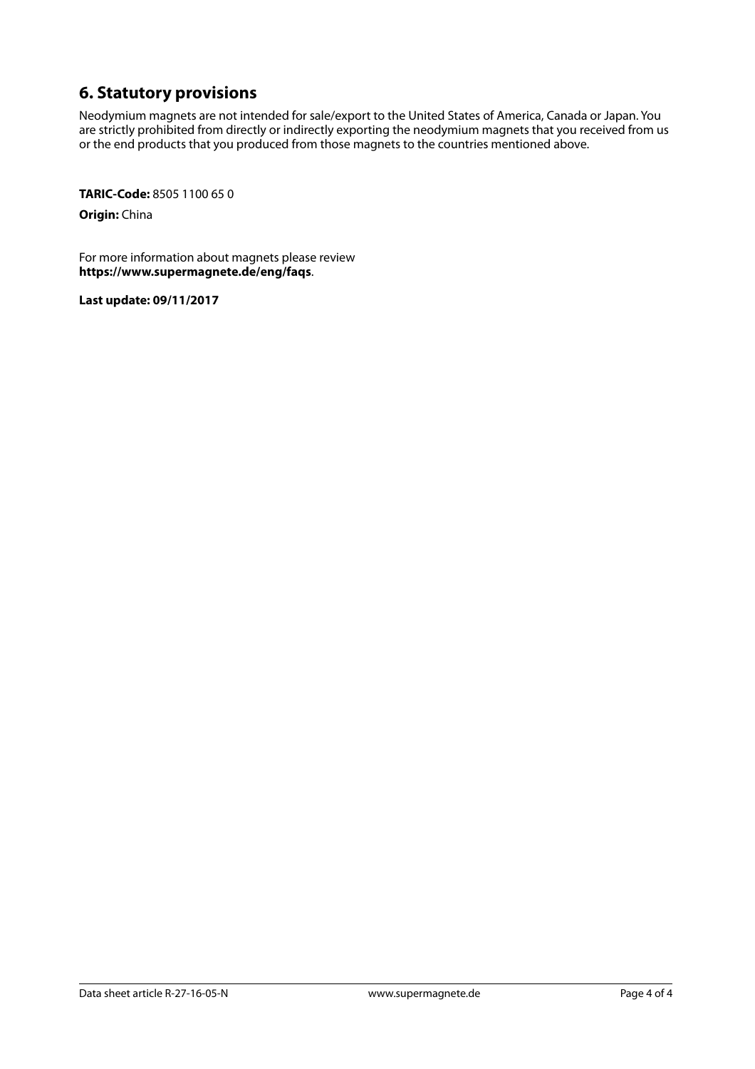## 6. Statutory provisions

Neodymium magnets are not intended for sale/export to the United States of America, Canada or Japan. You are strictly prohibited from directly or indirectly exporting the neodymium magnets that you received from us or the end products that you produced from those magnets to the countries mentioned above.

**TARIC-Code:** 8505 1100 65 0

**Origin:** China

For more information about magnets please review
**https://www.supermagnete.de/eng/faqs**.

**Last update: 09/11/2017**